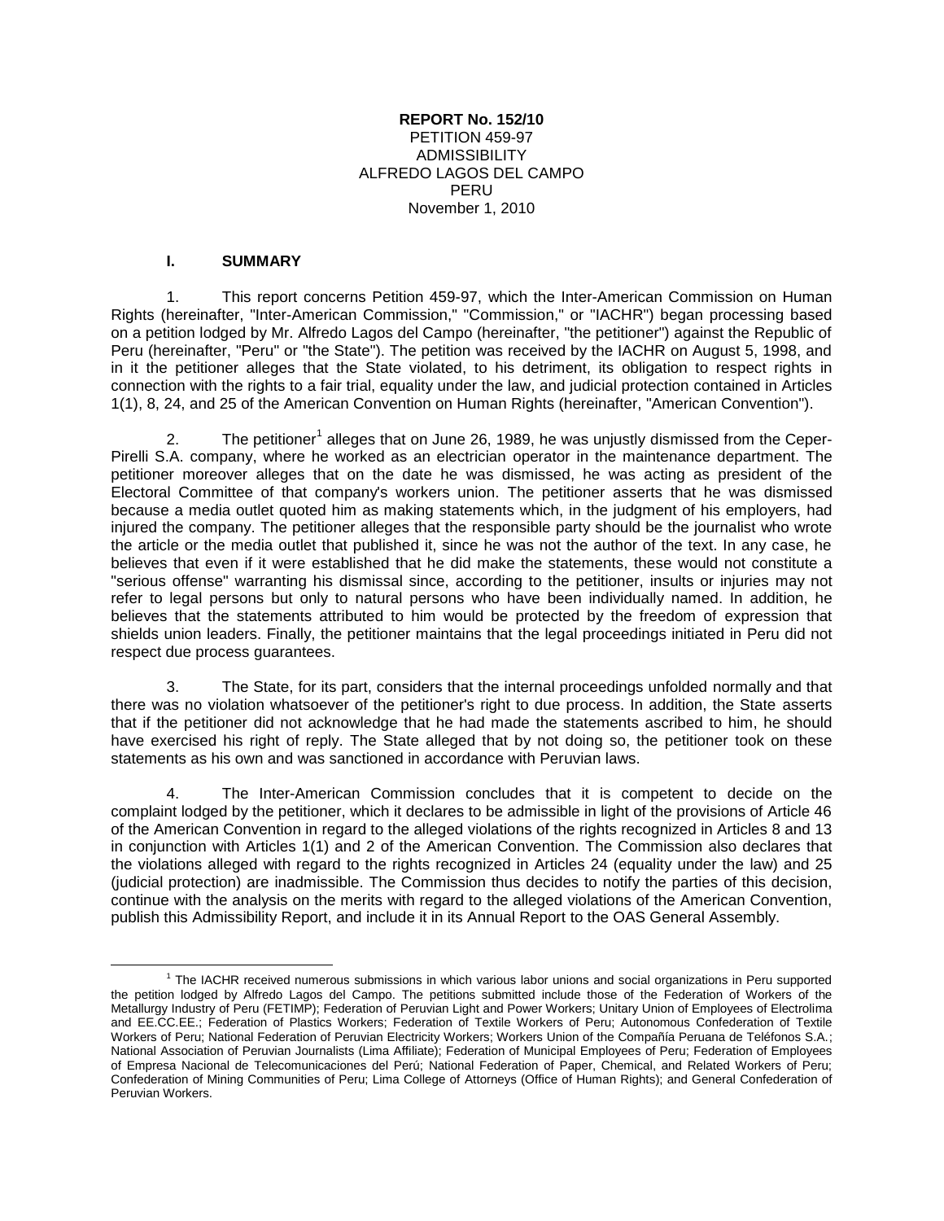**REPORT No. 152/10**
PETITION 459-97
ADMISSIBILITY
ALFREDO LAGOS DEL CAMPO
PERU
November 1, 2010

## I. SUMMARY

1. This report concerns Petition 459-97, which the Inter-American Commission on Human Rights (hereinafter, "Inter-American Commission," "Commission," or "IACHR") began processing based on a petition lodged by Mr. Alfredo Lagos del Campo (hereinafter, "the petitioner") against the Republic of Peru (hereinafter, "Peru" or "the State"). The petition was received by the IACHR on August 5, 1998, and in it the petitioner alleges that the State violated, to his detriment, its obligation to respect rights in connection with the rights to a fair trial, equality under the law, and judicial protection contained in Articles 1(1), 8, 24, and 25 of the American Convention on Human Rights (hereinafter, "American Convention").

2. The petitioner[1] alleges that on June 26, 1989, he was unjustly dismissed from the Ceper-Pirelli S.A. company, where he worked as an electrician operator in the maintenance department. The petitioner moreover alleges that on the date he was dismissed, he was acting as president of the Electoral Committee of that company's workers union. The petitioner asserts that he was dismissed because a media outlet quoted him as making statements which, in the judgment of his employers, had injured the company. The petitioner alleges that the responsible party should be the journalist who wrote the article or the media outlet that published it, since he was not the author of the text. In any case, he believes that even if it were established that he did make the statements, these would not constitute a "serious offense" warranting his dismissal since, according to the petitioner, insults or injuries may not refer to legal persons but only to natural persons who have been individually named. In addition, he believes that the statements attributed to him would be protected by the freedom of expression that shields union leaders. Finally, the petitioner maintains that the legal proceedings initiated in Peru did not respect due process guarantees.

3. The State, for its part, considers that the internal proceedings unfolded normally and that there was no violation whatsoever of the petitioner's right to due process. In addition, the State asserts that if the petitioner did not acknowledge that he had made the statements ascribed to him, he should have exercised his right of reply. The State alleged that by not doing so, the petitioner took on these statements as his own and was sanctioned in accordance with Peruvian laws.

4. The Inter-American Commission concludes that it is competent to decide on the complaint lodged by the petitioner, which it declares to be admissible in light of the provisions of Article 46 of the American Convention in regard to the alleged violations of the rights recognized in Articles 8 and 13 in conjunction with Articles 1(1) and 2 of the American Convention. The Commission also declares that the violations alleged with regard to the rights recognized in Articles 24 (equality under the law) and 25 (judicial protection) are inadmissible. The Commission thus decides to notify the parties of this decision, continue with the analysis on the merits with regard to the alleged violations of the American Convention, publish this Admissibility Report, and include it in its Annual Report to the OAS General Assembly.

---

[1] The IACHR received numerous submissions in which various labor unions and social organizations in Peru supported the petition lodged by Alfredo Lagos del Campo. The petitions submitted include those of the Federation of Workers of the Metallurgy Industry of Peru (FETIMP); Federation of Peruvian Light and Power Workers; Unitary Union of Employees of Electrolima and EE.CC.EE.; Federation of Plastics Workers; Federation of Textile Workers of Peru; Autonomous Confederation of Textile Workers of Peru; National Federation of Peruvian Electricity Workers; Workers Union of the Compañía Peruana de Teléfonos S.A.; National Association of Peruvian Journalists (Lima Affiliate); Federation of Municipal Employees of Peru; Federation of Employees of Empresa Nacional de Telecomunicaciones del Perú; National Federation of Paper, Chemical, and Related Workers of Peru; Confederation of Mining Communities of Peru; Lima College of Attorneys (Office of Human Rights); and General Confederation of Peruvian Workers.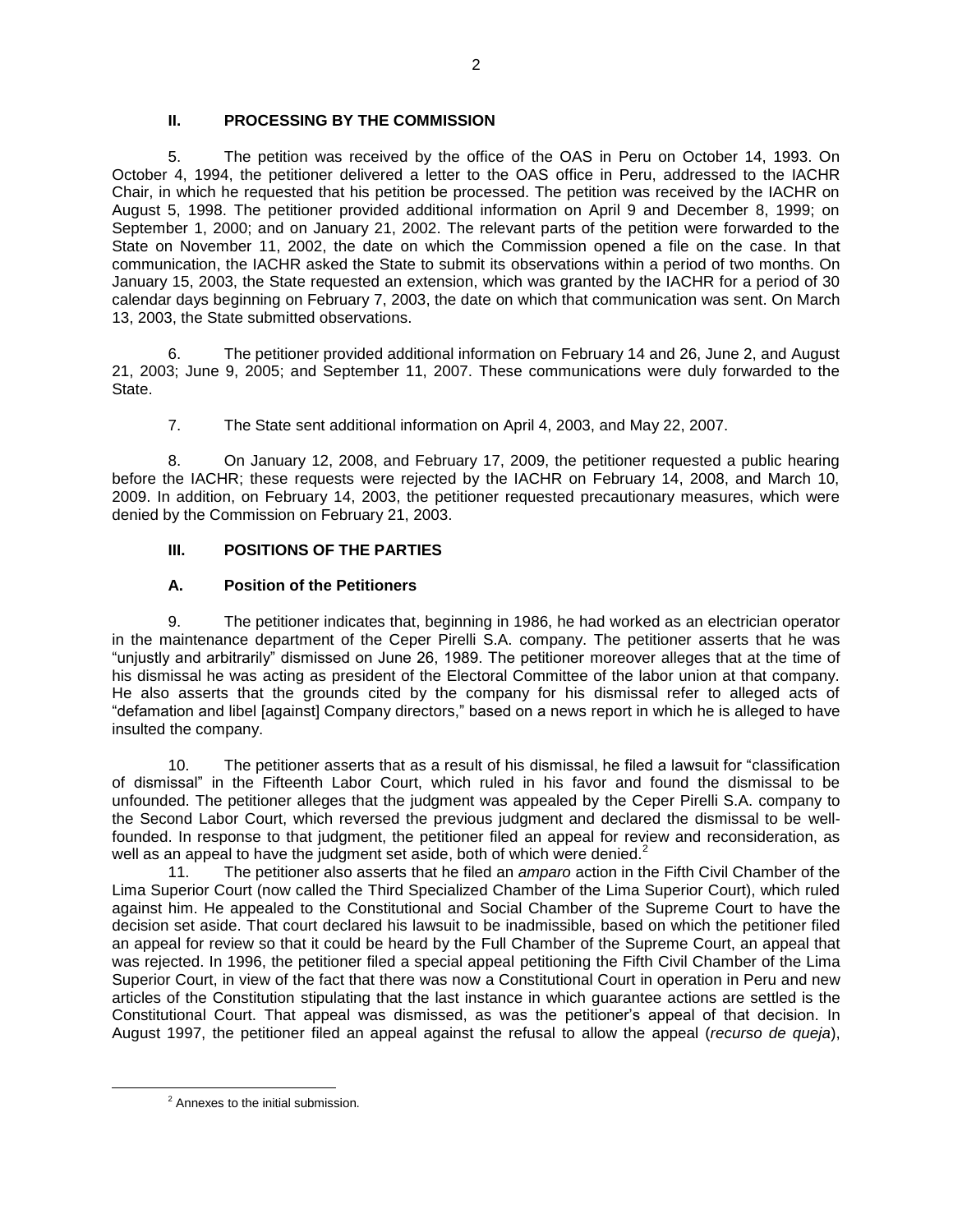## II. PROCESSING BY THE COMMISSION

5. The petition was received by the office of the OAS in Peru on October 14, 1993. On October 4, 1994, the petitioner delivered a letter to the OAS office in Peru, addressed to the IACHR Chair, in which he requested that his petition be processed. The petition was received by the IACHR on August 5, 1998. The petitioner provided additional information on April 9 and December 8, 1999; on September 1, 2000; and on January 21, 2002. The relevant parts of the petition were forwarded to the State on November 11, 2002, the date on which the Commission opened a file on the case. In that communication, the IACHR asked the State to submit its observations within a period of two months. On January 15, 2003, the State requested an extension, which was granted by the IACHR for a period of 30 calendar days beginning on February 7, 2003, the date on which that communication was sent. On March 13, 2003, the State submitted observations.

6. The petitioner provided additional information on February 14 and 26, June 2, and August 21, 2003; June 9, 2005; and September 11, 2007. These communications were duly forwarded to the State.

7. The State sent additional information on April 4, 2003, and May 22, 2007.

8. On January 12, 2008, and February 17, 2009, the petitioner requested a public hearing before the IACHR; these requests were rejected by the IACHR on February 14, 2008, and March 10, 2009. In addition, on February 14, 2003, the petitioner requested precautionary measures, which were denied by the Commission on February 21, 2003.

## III. POSITIONS OF THE PARTIES

### A. Position of the Petitioners

9. The petitioner indicates that, beginning in 1986, he had worked as an electrician operator in the maintenance department of the Ceper Pirelli S.A. company. The petitioner asserts that he was "unjustly and arbitrarily" dismissed on June 26, 1989. The petitioner moreover alleges that at the time of his dismissal he was acting as president of the Electoral Committee of the labor union at that company. He also asserts that the grounds cited by the company for his dismissal refer to alleged acts of "defamation and libel [against] Company directors," based on a news report in which he is alleged to have insulted the company.

10. The petitioner asserts that as a result of his dismissal, he filed a lawsuit for "classification of dismissal" in the Fifteenth Labor Court, which ruled in his favor and found the dismissal to be unfounded. The petitioner alleges that the judgment was appealed by the Ceper Pirelli S.A. company to the Second Labor Court, which reversed the previous judgment and declared the dismissal to be well-founded. In response to that judgment, the petitioner filed an appeal for review and reconsideration, as well as an appeal to have the judgment set aside, both of which were denied.[2]

11. The petitioner also asserts that he filed an *amparo* action in the Fifth Civil Chamber of the Lima Superior Court (now called the Third Specialized Chamber of the Lima Superior Court), which ruled against him. He appealed to the Constitutional and Social Chamber of the Supreme Court to have the decision set aside. That court declared his lawsuit to be inadmissible, based on which the petitioner filed an appeal for review so that it could be heard by the Full Chamber of the Supreme Court, an appeal that was rejected. In 1996, the petitioner filed a special appeal petitioning the Fifth Civil Chamber of the Lima Superior Court, in view of the fact that there was now a Constitutional Court in operation in Peru and new articles of the Constitution stipulating that the last instance in which guarantee actions are settled is the Constitutional Court. That appeal was dismissed, as was the petitioner's appeal of that decision. In August 1997, the petitioner filed an appeal against the refusal to allow the appeal (*recurso de queja*),

[2] Annexes to the initial submission.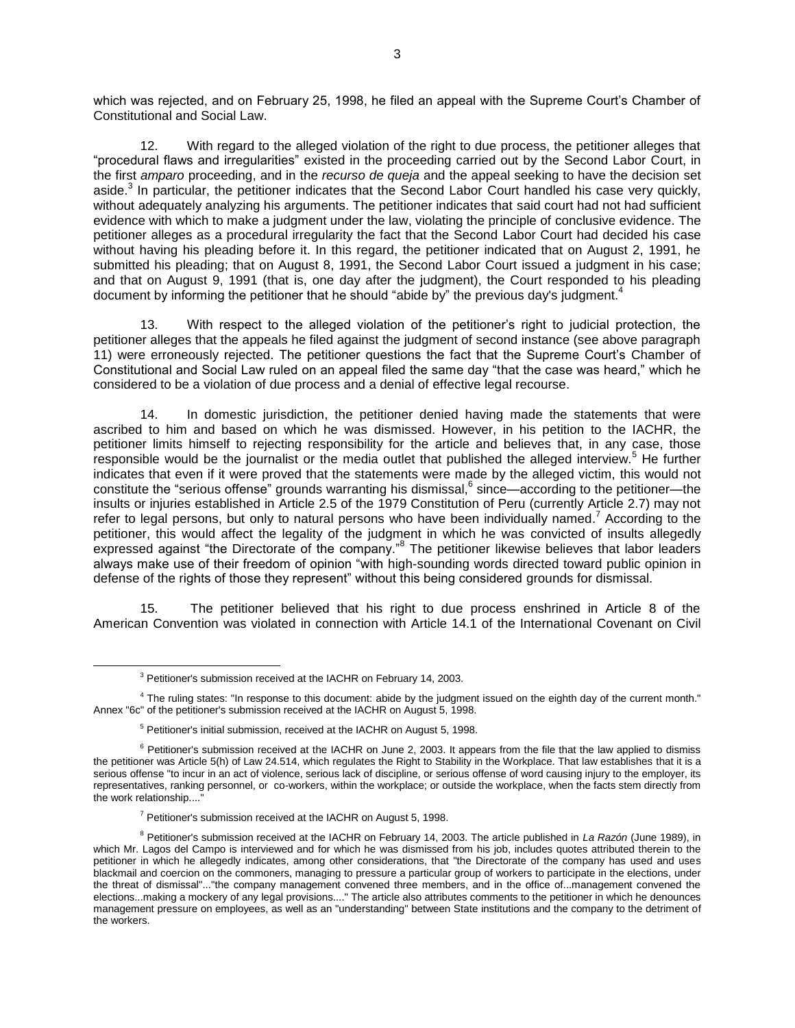which was rejected, and on February 25, 1998, he filed an appeal with the Supreme Court's Chamber of Constitutional and Social Law.

12. With regard to the alleged violation of the right to due process, the petitioner alleges that "procedural flaws and irregularities" existed in the proceeding carried out by the Second Labor Court, in the first *amparo* proceeding, and in the *recurso de queja* and the appeal seeking to have the decision set aside.[3] In particular, the petitioner indicates that the Second Labor Court handled his case very quickly, without adequately analyzing his arguments. The petitioner indicates that said court had not had sufficient evidence with which to make a judgment under the law, violating the principle of conclusive evidence. The petitioner alleges as a procedural irregularity the fact that the Second Labor Court had decided his case without having his pleading before it. In this regard, the petitioner indicated that on August 2, 1991, he submitted his pleading; that on August 8, 1991, the Second Labor Court issued a judgment in his case; and that on August 9, 1991 (that is, one day after the judgment), the Court responded to his pleading document by informing the petitioner that he should "abide by" the previous day's judgment.[4]

13. With respect to the alleged violation of the petitioner's right to judicial protection, the petitioner alleges that the appeals he filed against the judgment of second instance (see above paragraph 11) were erroneously rejected. The petitioner questions the fact that the Supreme Court's Chamber of Constitutional and Social Law ruled on an appeal filed the same day "that the case was heard," which he considered to be a violation of due process and a denial of effective legal recourse.

14. In domestic jurisdiction, the petitioner denied having made the statements that were ascribed to him and based on which he was dismissed. However, in his petition to the IACHR, the petitioner limits himself to rejecting responsibility for the article and believes that, in any case, those responsible would be the journalist or the media outlet that published the alleged interview.[5] He further indicates that even if it were proved that the statements were made by the alleged victim, this would not constitute the "serious offense" grounds warranting his dismissal,[6] since—according to the petitioner—the insults or injuries established in Article 2.5 of the 1979 Constitution of Peru (currently Article 2.7) may not refer to legal persons, but only to natural persons who have been individually named.[7] According to the petitioner, this would affect the legality of the judgment in which he was convicted of insults allegedly expressed against "the Directorate of the company."[8] The petitioner likewise believes that labor leaders always make use of their freedom of opinion "with high-sounding words directed toward public opinion in defense of the rights of those they represent" without this being considered grounds for dismissal.

15. The petitioner believed that his right to due process enshrined in Article 8 of the American Convention was violated in connection with Article 14.1 of the International Covenant on Civil

---

[3] Petitioner's submission received at the IACHR on February 14, 2003.

[4] The ruling states: "In response to this document: abide by the judgment issued on the eighth day of the current month." Annex "6c" of the petitioner's submission received at the IACHR on August 5, 1998.

[5] Petitioner's initial submission, received at the IACHR on August 5, 1998.

[6] Petitioner's submission received at the IACHR on June 2, 2003. It appears from the file that the law applied to dismiss the petitioner was Article 5(h) of Law 24.514, which regulates the Right to Stability in the Workplace. That law establishes that it is a serious offense "to incur in an act of violence, serious lack of discipline, or serious offense of word causing injury to the employer, its representatives, ranking personnel, or co-workers, within the workplace; or outside the workplace, when the facts stem directly from the work relationship...."

[7] Petitioner's submission received at the IACHR on August 5, 1998.

[8] Petitioner's submission received at the IACHR on February 14, 2003. The article published in *La Razón* (June 1989), in which Mr. Lagos del Campo is interviewed and for which he was dismissed from his job, includes quotes attributed therein to the petitioner in which he allegedly indicates, among other considerations, that "the Directorate of the company has used and uses blackmail and coercion on the commoners, managing to pressure a particular group of workers to participate in the elections, under the threat of dismissal"..."the company management convened three members, and in the office of...management convened the elections...making a mockery of any legal provisions...." The article also attributes comments to the petitioner in which he denounces management pressure on employees, as well as an "understanding" between State institutions and the company to the detriment of the workers.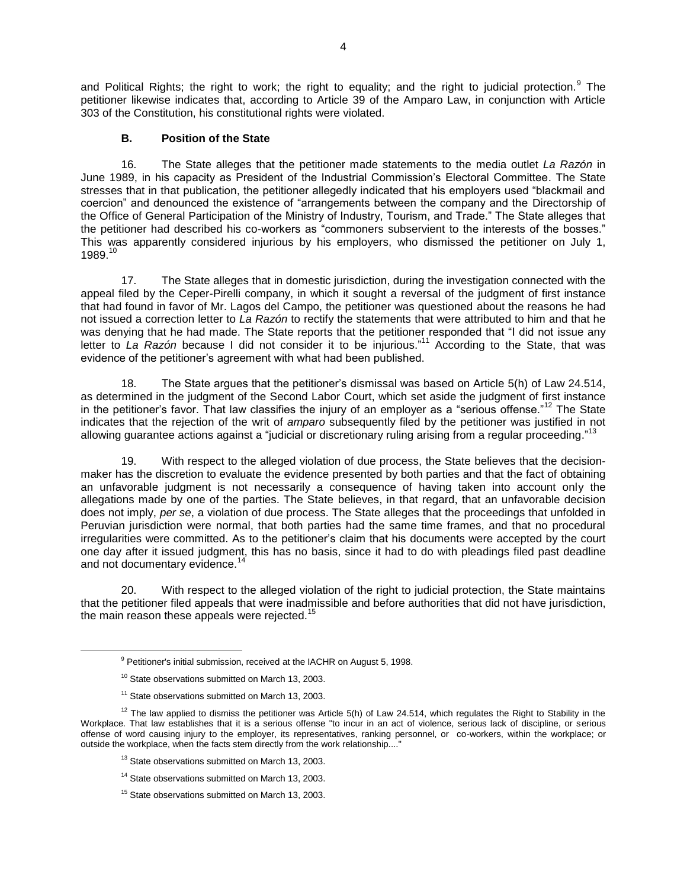and Political Rights; the right to work; the right to equality; and the right to judicial protection.[9] The petitioner likewise indicates that, according to Article 39 of the Amparo Law, in conjunction with Article 303 of the Constitution, his constitutional rights were violated.

### B. Position of the State

16. The State alleges that the petitioner made statements to the media outlet *La Razón* in June 1989, in his capacity as President of the Industrial Commission's Electoral Committee. The State stresses that in that publication, the petitioner allegedly indicated that his employers used "blackmail and coercion" and denounced the existence of "arrangements between the company and the Directorship of the Office of General Participation of the Ministry of Industry, Tourism, and Trade." The State alleges that the petitioner had described his co-workers as "commoners subservient to the interests of the bosses." This was apparently considered injurious by his employers, who dismissed the petitioner on July 1, 1989.[10]

17. The State alleges that in domestic jurisdiction, during the investigation connected with the appeal filed by the Ceper-Pirelli company, in which it sought a reversal of the judgment of first instance that had found in favor of Mr. Lagos del Campo, the petitioner was questioned about the reasons he had not issued a correction letter to *La Razón* to rectify the statements that were attributed to him and that he was denying that he had made. The State reports that the petitioner responded that "I did not issue any letter to *La Razón* because I did not consider it to be injurious."[11] According to the State, that was evidence of the petitioner's agreement with what had been published.

18. The State argues that the petitioner's dismissal was based on Article 5(h) of Law 24.514, as determined in the judgment of the Second Labor Court, which set aside the judgment of first instance in the petitioner's favor. That law classifies the injury of an employer as a "serious offense."[12] The State indicates that the rejection of the writ of *amparo* subsequently filed by the petitioner was justified in not allowing guarantee actions against a "judicial or discretionary ruling arising from a regular proceeding."[13]

19. With respect to the alleged violation of due process, the State believes that the decision-maker has the discretion to evaluate the evidence presented by both parties and that the fact of obtaining an unfavorable judgment is not necessarily a consequence of having taken into account only the allegations made by one of the parties. The State believes, in that regard, that an unfavorable decision does not imply, *per se*, a violation of due process. The State alleges that the proceedings that unfolded in Peruvian jurisdiction were normal, that both parties had the same time frames, and that no procedural irregularities were committed. As to the petitioner's claim that his documents were accepted by the court one day after it issued judgment, this has no basis, since it had to do with pleadings filed past deadline and not documentary evidence.[14]

20. With respect to the alleged violation of the right to judicial protection, the State maintains that the petitioner filed appeals that were inadmissible and before authorities that did not have jurisdiction, the main reason these appeals were rejected.[15]

---

[9] Petitioner's initial submission, received at the IACHR on August 5, 1998.

[10] State observations submitted on March 13, 2003.

[11] State observations submitted on March 13, 2003.

[12] The law applied to dismiss the petitioner was Article 5(h) of Law 24.514, which regulates the Right to Stability in the Workplace. That law establishes that it is a serious offense "to incur in an act of violence, serious lack of discipline, or serious offense of word causing injury to the employer, its representatives, ranking personnel, or co-workers, within the workplace; or outside the workplace, when the facts stem directly from the work relationship...."

[13] State observations submitted on March 13, 2003.

[14] State observations submitted on March 13, 2003.

[15] State observations submitted on March 13, 2003.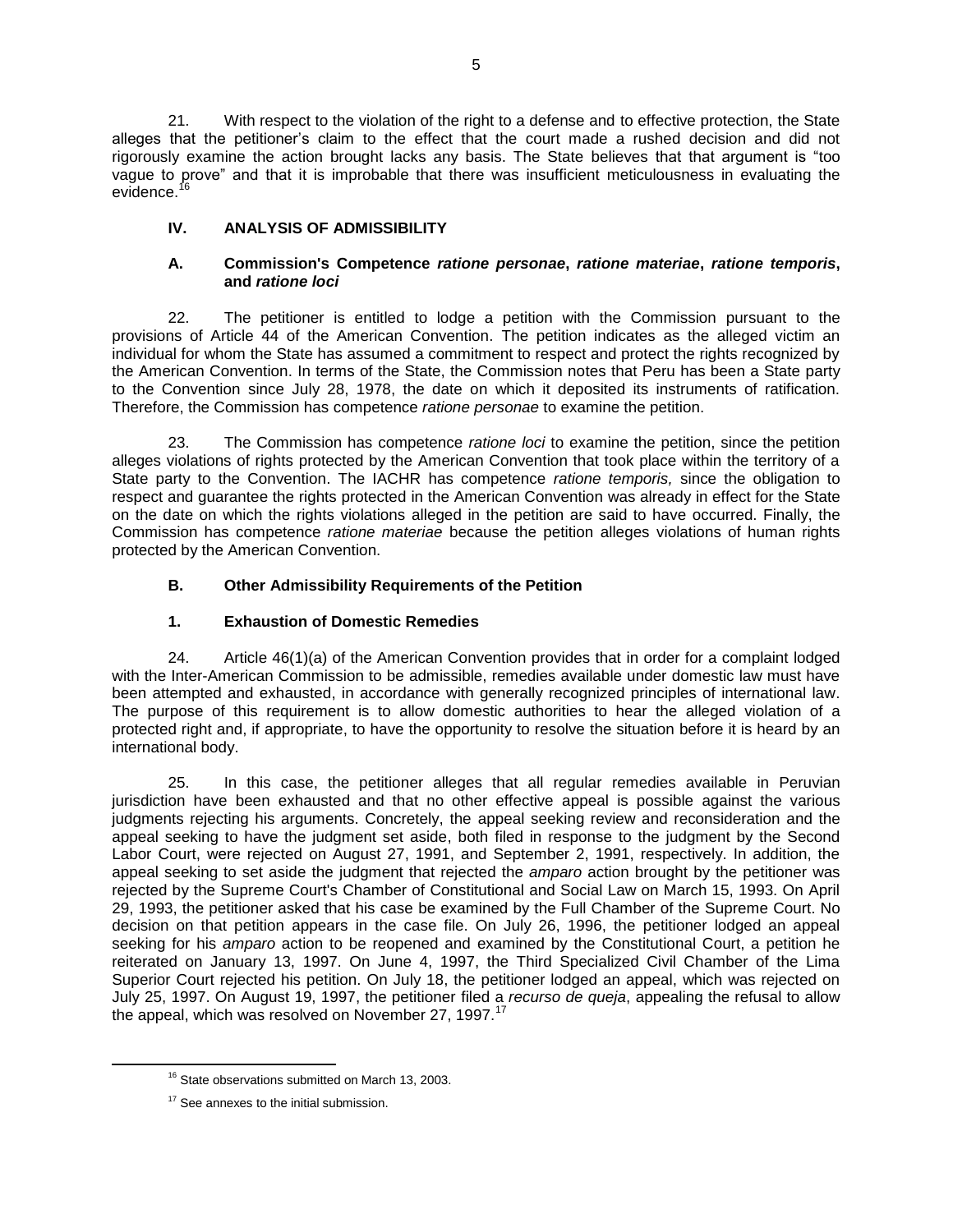21. With respect to the violation of the right to a defense and to effective protection, the State alleges that the petitioner's claim to the effect that the court made a rushed decision and did not rigorously examine the action brought lacks any basis. The State believes that that argument is "too vague to prove" and that it is improbable that there was insufficient meticulousness in evaluating the evidence.[16]

## IV. ANALYSIS OF ADMISSIBILITY

### A. Commission's Competence *ratione personae*, *ratione materiae*, *ratione temporis*, and *ratione loci*

22. The petitioner is entitled to lodge a petition with the Commission pursuant to the provisions of Article 44 of the American Convention. The petition indicates as the alleged victim an individual for whom the State has assumed a commitment to respect and protect the rights recognized by the American Convention. In terms of the State, the Commission notes that Peru has been a State party to the Convention since July 28, 1978, the date on which it deposited its instruments of ratification. Therefore, the Commission has competence *ratione personae* to examine the petition.

23. The Commission has competence *ratione loci* to examine the petition, since the petition alleges violations of rights protected by the American Convention that took place within the territory of a State party to the Convention. The IACHR has competence *ratione temporis,* since the obligation to respect and guarantee the rights protected in the American Convention was already in effect for the State on the date on which the rights violations alleged in the petition are said to have occurred. Finally, the Commission has competence *ratione materiae* because the petition alleges violations of human rights protected by the American Convention.

### B. Other Admissibility Requirements of the Petition

#### 1. Exhaustion of Domestic Remedies

24. Article 46(1)(a) of the American Convention provides that in order for a complaint lodged with the Inter-American Commission to be admissible, remedies available under domestic law must have been attempted and exhausted, in accordance with generally recognized principles of international law. The purpose of this requirement is to allow domestic authorities to hear the alleged violation of a protected right and, if appropriate, to have the opportunity to resolve the situation before it is heard by an international body.

25. In this case, the petitioner alleges that all regular remedies available in Peruvian jurisdiction have been exhausted and that no other effective appeal is possible against the various judgments rejecting his arguments. Concretely, the appeal seeking review and reconsideration and the appeal seeking to have the judgment set aside, both filed in response to the judgment by the Second Labor Court, were rejected on August 27, 1991, and September 2, 1991, respectively. In addition, the appeal seeking to set aside the judgment that rejected the *amparo* action brought by the petitioner was rejected by the Supreme Court's Chamber of Constitutional and Social Law on March 15, 1993. On April 29, 1993, the petitioner asked that his case be examined by the Full Chamber of the Supreme Court. No decision on that petition appears in the case file. On July 26, 1996, the petitioner lodged an appeal seeking for his *amparo* action to be reopened and examined by the Constitutional Court, a petition he reiterated on January 13, 1997. On June 4, 1997, the Third Specialized Civil Chamber of the Lima Superior Court rejected his petition. On July 18, the petitioner lodged an appeal, which was rejected on July 25, 1997. On August 19, 1997, the petitioner filed a *recurso de queja*, appealing the refusal to allow the appeal, which was resolved on November 27, 1997.[17]

---

[16] State observations submitted on March 13, 2003.

[17] See annexes to the initial submission.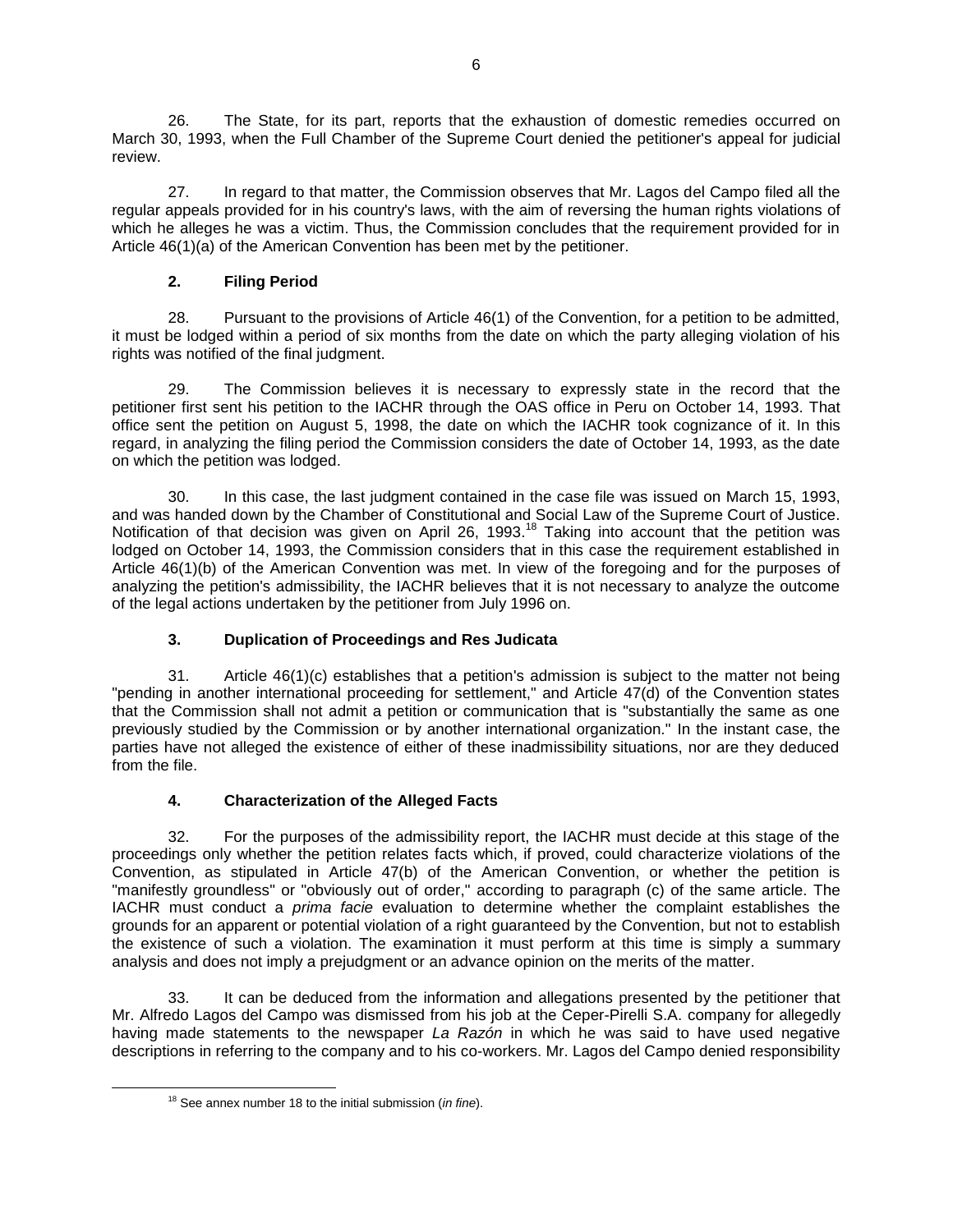26. The State, for its part, reports that the exhaustion of domestic remedies occurred on March 30, 1993, when the Full Chamber of the Supreme Court denied the petitioner's appeal for judicial review.

27. In regard to that matter, the Commission observes that Mr. Lagos del Campo filed all the regular appeals provided for in his country's laws, with the aim of reversing the human rights violations of which he alleges he was a victim. Thus, the Commission concludes that the requirement provided for in Article 46(1)(a) of the American Convention has been met by the petitioner.

### 2. Filing Period

28. Pursuant to the provisions of Article 46(1) of the Convention, for a petition to be admitted, it must be lodged within a period of six months from the date on which the party alleging violation of his rights was notified of the final judgment.

29. The Commission believes it is necessary to expressly state in the record that the petitioner first sent his petition to the IACHR through the OAS office in Peru on October 14, 1993. That office sent the petition on August 5, 1998, the date on which the IACHR took cognizance of it. In this regard, in analyzing the filing period the Commission considers the date of October 14, 1993, as the date on which the petition was lodged.

30. In this case, the last judgment contained in the case file was issued on March 15, 1993, and was handed down by the Chamber of Constitutional and Social Law of the Supreme Court of Justice. Notification of that decision was given on April 26, 1993.[18] Taking into account that the petition was lodged on October 14, 1993, the Commission considers that in this case the requirement established in Article 46(1)(b) of the American Convention was met. In view of the foregoing and for the purposes of analyzing the petition's admissibility, the IACHR believes that it is not necessary to analyze the outcome of the legal actions undertaken by the petitioner from July 1996 on.

### 3. Duplication of Proceedings and Res Judicata

31. Article 46(1)(c) establishes that a petition's admission is subject to the matter not being "pending in another international proceeding for settlement," and Article 47(d) of the Convention states that the Commission shall not admit a petition or communication that is "substantially the same as one previously studied by the Commission or by another international organization." In the instant case, the parties have not alleged the existence of either of these inadmissibility situations, nor are they deduced from the file.

### 4. Characterization of the Alleged Facts

32. For the purposes of the admissibility report, the IACHR must decide at this stage of the proceedings only whether the petition relates facts which, if proved, could characterize violations of the Convention, as stipulated in Article 47(b) of the American Convention, or whether the petition is "manifestly groundless" or "obviously out of order," according to paragraph (c) of the same article. The IACHR must conduct a *prima facie* evaluation to determine whether the complaint establishes the grounds for an apparent or potential violation of a right guaranteed by the Convention, but not to establish the existence of such a violation. The examination it must perform at this time is simply a summary analysis and does not imply a prejudgment or an advance opinion on the merits of the matter.

33. It can be deduced from the information and allegations presented by the petitioner that Mr. Alfredo Lagos del Campo was dismissed from his job at the Ceper-Pirelli S.A. company for allegedly having made statements to the newspaper *La Razón* in which he was said to have used negative descriptions in referring to the company and to his co-workers. Mr. Lagos del Campo denied responsibility

[18] See annex number 18 to the initial submission (*in fine*).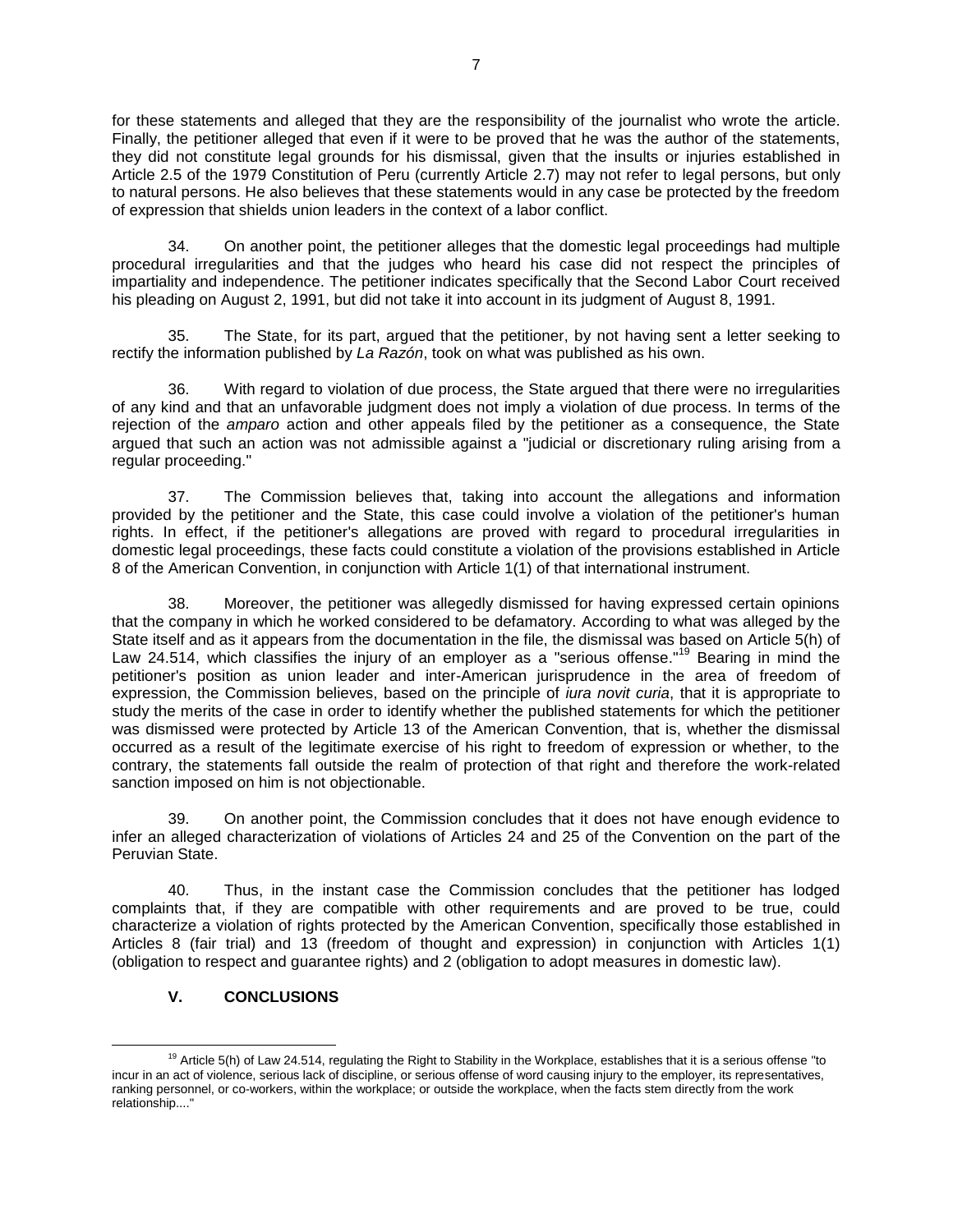for these statements and alleged that they are the responsibility of the journalist who wrote the article. Finally, the petitioner alleged that even if it were to be proved that he was the author of the statements, they did not constitute legal grounds for his dismissal, given that the insults or injuries established in Article 2.5 of the 1979 Constitution of Peru (currently Article 2.7) may not refer to legal persons, but only to natural persons. He also believes that these statements would in any case be protected by the freedom of expression that shields union leaders in the context of a labor conflict.

34. On another point, the petitioner alleges that the domestic legal proceedings had multiple procedural irregularities and that the judges who heard his case did not respect the principles of impartiality and independence. The petitioner indicates specifically that the Second Labor Court received his pleading on August 2, 1991, but did not take it into account in its judgment of August 8, 1991.

35. The State, for its part, argued that the petitioner, by not having sent a letter seeking to rectify the information published by *La Razón*, took on what was published as his own.

36. With regard to violation of due process, the State argued that there were no irregularities of any kind and that an unfavorable judgment does not imply a violation of due process. In terms of the rejection of the *amparo* action and other appeals filed by the petitioner as a consequence, the State argued that such an action was not admissible against a "judicial or discretionary ruling arising from a regular proceeding."

37. The Commission believes that, taking into account the allegations and information provided by the petitioner and the State, this case could involve a violation of the petitioner's human rights. In effect, if the petitioner's allegations are proved with regard to procedural irregularities in domestic legal proceedings, these facts could constitute a violation of the provisions established in Article 8 of the American Convention, in conjunction with Article 1(1) of that international instrument.

38. Moreover, the petitioner was allegedly dismissed for having expressed certain opinions that the company in which he worked considered to be defamatory. According to what was alleged by the State itself and as it appears from the documentation in the file, the dismissal was based on Article 5(h) of Law 24.514, which classifies the injury of an employer as a "serious offense."[19] Bearing in mind the petitioner's position as union leader and inter-American jurisprudence in the area of freedom of expression, the Commission believes, based on the principle of *iura novit curia*, that it is appropriate to study the merits of the case in order to identify whether the published statements for which the petitioner was dismissed were protected by Article 13 of the American Convention, that is, whether the dismissal occurred as a result of the legitimate exercise of his right to freedom of expression or whether, to the contrary, the statements fall outside the realm of protection of that right and therefore the work-related sanction imposed on him is not objectionable.

39. On another point, the Commission concludes that it does not have enough evidence to infer an alleged characterization of violations of Articles 24 and 25 of the Convention on the part of the Peruvian State.

40. Thus, in the instant case the Commission concludes that the petitioner has lodged complaints that, if they are compatible with other requirements and are proved to be true, could characterize a violation of rights protected by the American Convention, specifically those established in Articles 8 (fair trial) and 13 (freedom of thought and expression) in conjunction with Articles 1(1) (obligation to respect and guarantee rights) and 2 (obligation to adopt measures in domestic law).

## V. CONCLUSIONS

---

[19] Article 5(h) of Law 24.514, regulating the Right to Stability in the Workplace, establishes that it is a serious offense "to incur in an act of violence, serious lack of discipline, or serious offense of word causing injury to the employer, its representatives, ranking personnel, or co-workers, within the workplace; or outside the workplace, when the facts stem directly from the work relationship...."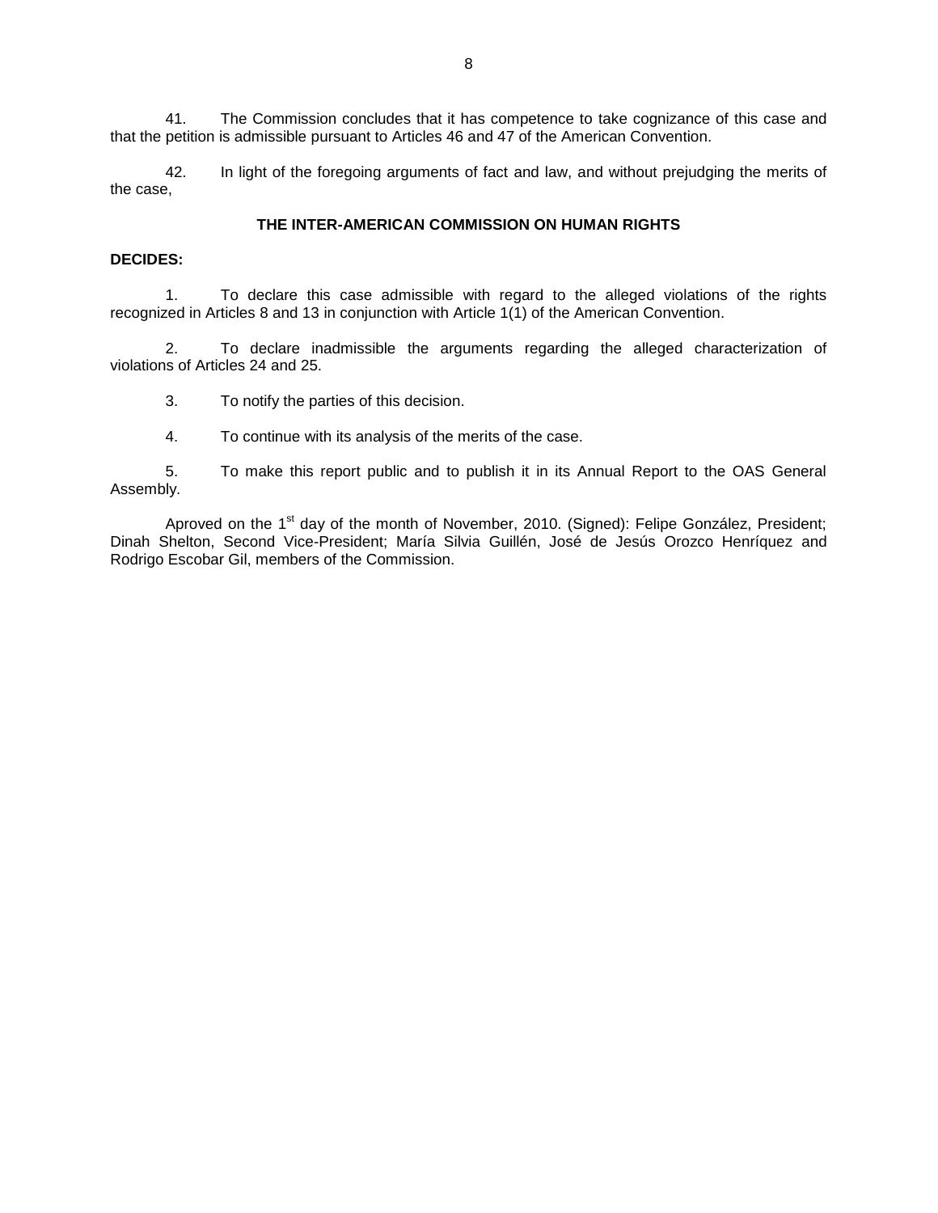41. The Commission concludes that it has competence to take cognizance of this case and that the petition is admissible pursuant to Articles 46 and 47 of the American Convention.

42. In light of the foregoing arguments of fact and law, and without prejudging the merits of the case,

**THE INTER-AMERICAN COMMISSION ON HUMAN RIGHTS**

**DECIDES:**

1. To declare this case admissible with regard to the alleged violations of the rights recognized in Articles 8 and 13 in conjunction with Article 1(1) of the American Convention.

2. To declare inadmissible the arguments regarding the alleged characterization of violations of Articles 24 and 25.

3. To notify the parties of this decision.

4. To continue with its analysis of the merits of the case.

5. To make this report public and to publish it in its Annual Report to the OAS General Assembly.

Aproved on the 1st day of the month of November, 2010. (Signed): Felipe González, President; Dinah Shelton, Second Vice-President; María Silvia Guillén, José de Jesús Orozco Henríquez and Rodrigo Escobar Gil, members of the Commission.